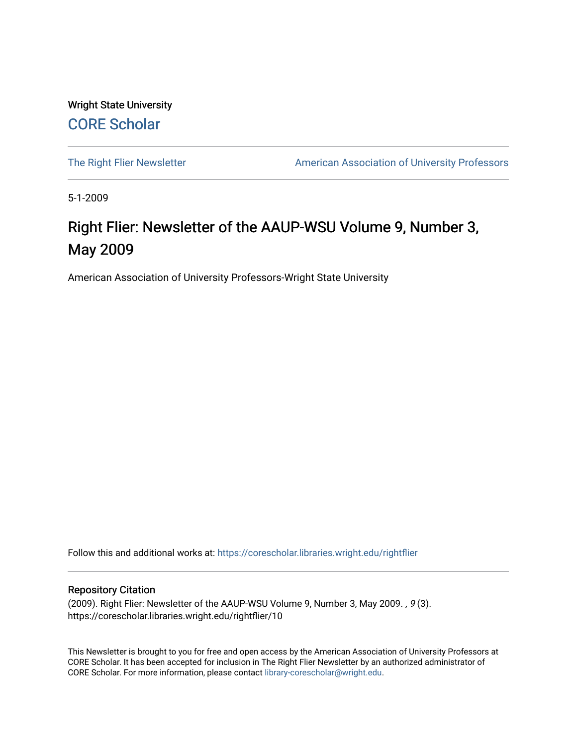Wright State University

CORE Scholar

The Right Flier Newsletter

American Association of University Professors

5-1-2009

# Right Flier: Newsletter of the AAUP-WSU Volume 9, Number 3, May 2009

American Association of University Professors-Wright State University

Follow this and additional works at: https://corescholar.libraries.wright.edu/rightflier

## Repository Citation

(2009). Right Flier: Newsletter of the AAUP-WSU Volume 9, Number 3, May 2009. , *9* (3).
https://corescholar.libraries.wright.edu/rightflier/10

This Newsletter is brought to you for free and open access by the American Association of University Professors at CORE Scholar. It has been accepted for inclusion in The Right Flier Newsletter by an authorized administrator of CORE Scholar. For more information, please contact library-corescholar@wright.edu.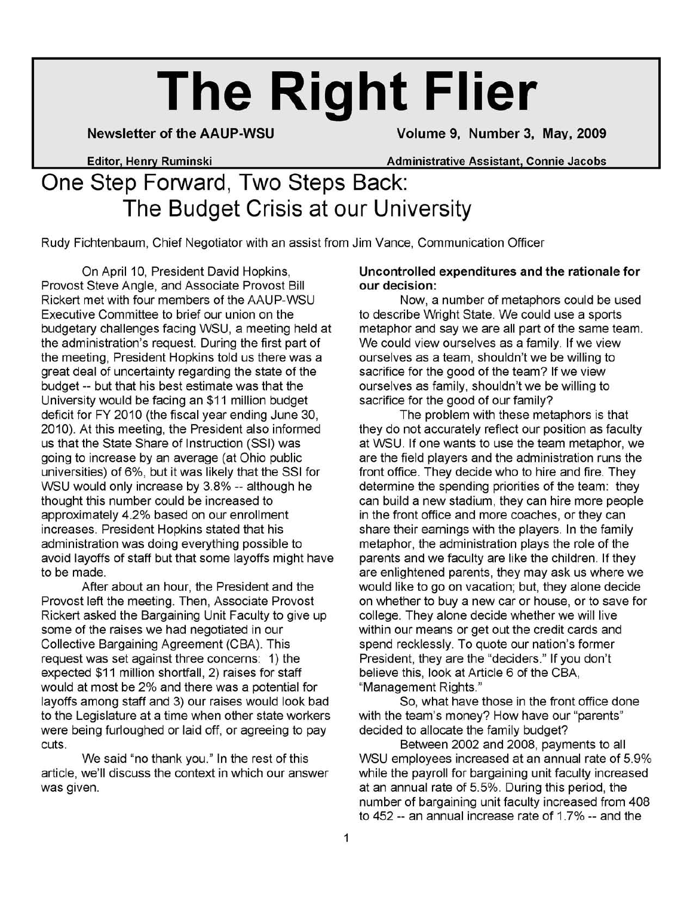# The Right Flier

**Newsletter of the AAUP-WSU** **Volume 9, Number 3, May, 2009**

**Editor, Henry Ruminski** **Administrative Assistant, Connie Jacobs**

# One Step Forward, Two Steps Back: The Budget Crisis at our University

Rudy Fichtenbaum, Chief Negotiator with an assist from Jim Vance, Communication Officer

On April 10, President David Hopkins, Provost Steve Angle, and Associate Provost Bill Rickert met with four members of the AAUP-WSU Executive Committee to brief our union on the budgetary challenges facing WSU, a meeting held at the administration's request. During the first part of the meeting, President Hopkins told us there was a great deal of uncertainty regarding the state of the budget -- but that his best estimate was that the University would be facing an $11 million budget deficit for FY 2010 (the fiscal year ending June 30, 2010). At this meeting, the President also informed us that the State Share of Instruction (SSI) was going to increase by an average (at Ohio public universities) of 6%, but it was likely that the SSI for WSU would only increase by 3.8% -- although he thought this number could be increased to approximately 4.2% based on our enrollment increases. President Hopkins stated that his administration was doing everything possible to avoid layoffs of staff but that some layoffs might have to be made.

After about an hour, the President and the Provost left the meeting. Then, Associate Provost Rickert asked the Bargaining Unit Faculty to give up some of the raises we had negotiated in our Collective Bargaining Agreement (CBA). This request was set against three concerns: 1) the expected $11 million shortfall, 2) raises for staff would at most be 2% and there was a potential for layoffs among staff and 3) our raises would look bad to the Legislature at a time when other state workers were being furloughed or laid off, or agreeing to pay cuts.

We said "no thank you." In the rest of this article, we'll discuss the context in which our answer was given.

**Uncontrolled expenditures and the rationale for our decision:**

Now, a number of metaphors could be used to describe Wright State. We could use a sports metaphor and say we are all part of the same team. We could view ourselves as a family. If we view ourselves as a team, shouldn't we be willing to sacrifice for the good of the team? If we view ourselves as family, shouldn't we be willing to sacrifice for the good of our family?

The problem with these metaphors is that they do not accurately reflect our position as faculty at WSU. If one wants to use the team metaphor, we are the field players and the administration runs the front office. They decide who to hire and fire. They determine the spending priorities of the team: they can build a new stadium, they can hire more people in the front office and more coaches, or they can share their earnings with the players. In the family metaphor, the administration plays the role of the parents and we faculty are like the children. If they are enlightened parents, they may ask us where we would like to go on vacation; but, they alone decide on whether to buy a new car or house, or to save for college. They alone decide whether we will live within our means or get out the credit cards and spend recklessly. To quote our nation's former President, they are the "deciders." If you don't believe this, look at Article 6 of the CBA, "Management Rights."

So, what have those in the front office done with the team's money? How have our "parents" decided to allocate the family budget?

Between 2002 and 2008, payments to all WSU employees increased at an annual rate of 5.9% while the payroll for bargaining unit faculty increased at an annual rate of 5.5%. During this period, the number of bargaining unit faculty increased from 408 to 452 -- an annual increase rate of 1.7% -- and the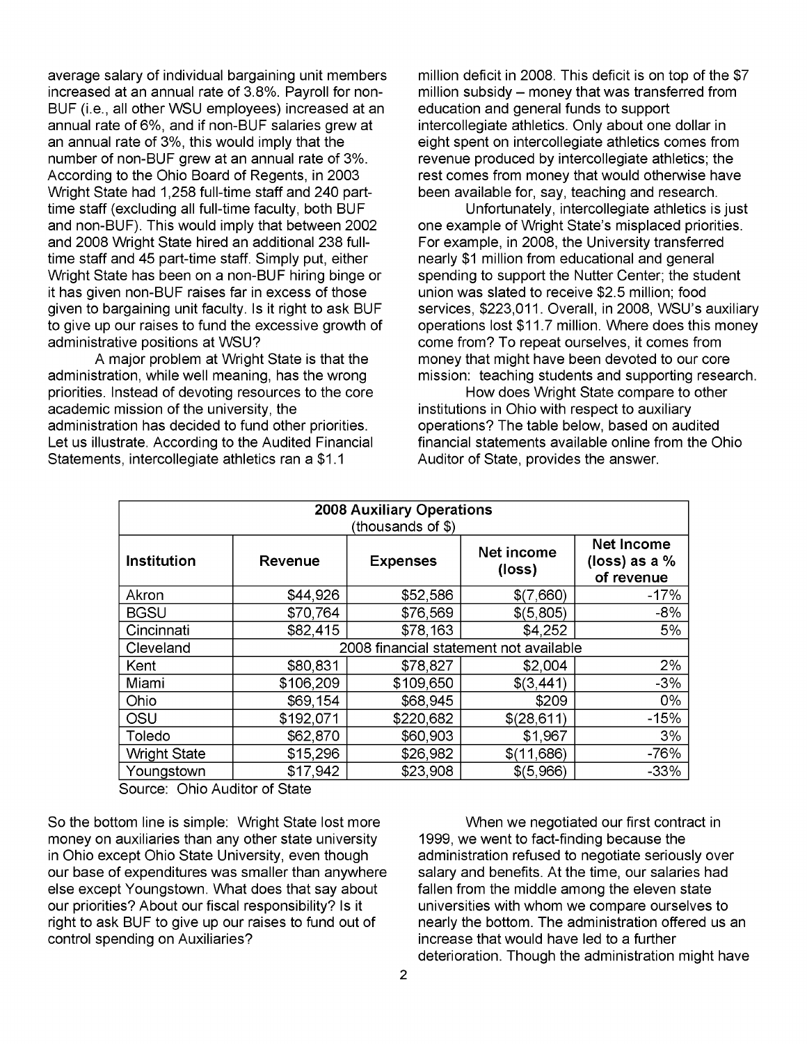average salary of individual bargaining unit members increased at an annual rate of 3.8%. Payroll for non-BUF (i.e., all other WSU employees) increased at an annual rate of 6%, and if non-BUF salaries grew at an annual rate of 3%, this would imply that the number of non-BUF grew at an annual rate of 3%. According to the Ohio Board of Regents, in 2003 Wright State had 1,258 full-time staff and 240 part-time staff (excluding all full-time faculty, both BUF and non-BUF). This would imply that between 2002 and 2008 Wright State hired an additional 238 full-time staff and 45 part-time staff. Simply put, either Wright State has been on a non-BUF hiring binge or it has given non-BUF raises far in excess of those given to bargaining unit faculty. Is it right to ask BUF to give up our raises to fund the excessive growth of administrative positions at WSU?

A major problem at Wright State is that the administration, while well meaning, has the wrong priorities. Instead of devoting resources to the core academic mission of the university, the administration has decided to fund other priorities. Let us illustrate. According to the Audited Financial Statements, intercollegiate athletics ran a $1.1 million deficit in 2008. This deficit is on top of the $7 million subsidy – money that was transferred from education and general funds to support intercollegiate athletics. Only about one dollar in eight spent on intercollegiate athletics comes from revenue produced by intercollegiate athletics; the rest comes from money that would otherwise have been available for, say, teaching and research.

Unfortunately, intercollegiate athletics is just one example of Wright State's misplaced priorities. For example, in 2008, the University transferred nearly $1 million from educational and general spending to support the Nutter Center; the student union was slated to receive $2.5 million; food services, $223,011. Overall, in 2008, WSU's auxiliary operations lost $11.7 million. Where does this money come from? To repeat ourselves, it comes from money that might have been devoted to our core mission: teaching students and supporting research.

How does Wright State compare to other institutions in Ohio with respect to auxiliary operations? The table below, based on audited financial statements available online from the Ohio Auditor of State, provides the answer.

| **2008 Auxiliary Operations** (thousands of $) | | | | |
|---|---|---|---|---|
| **Institution** | **Revenue** | **Expenses** | **Net income (loss)** | **Net Income (loss) as a % of revenue** |
| Akron | $44,926 | $52,586 | $(7,660) | -17% |
| BGSU | $70,764 | $76,569 | $(5,805) | -8% |
| Cincinnati | $82,415 | $78,163 | $4,252 | 5% |
| Cleveland | 2008 financial statement not available | | | |
| Kent | $80,831 | $78,827 | $2,004 | 2% |
| Miami | $106,209 | $109,650 | $(3,441) | -3% |
| Ohio | $69,154 | $68,945 | $209 | 0% |
| OSU | $192,071 | $220,682 | $(28,611) | -15% |
| Toledo | $62,870 | $60,903 | $1,967 | 3% |
| Wright State | $15,296 | $26,982 | $(11,686) | -76% |
| Youngstown | $17,942 | $23,908 | $(5,966) | -33% |

Source: Ohio Auditor of State

So the bottom line is simple: Wright State lost more money on auxiliaries than any other state university in Ohio except Ohio State University, even though our base of expenditures was smaller than anywhere else except Youngstown. What does that say about our priorities? About our fiscal responsibility? Is it right to ask BUF to give up our raises to fund out of control spending on Auxiliaries?

When we negotiated our first contract in 1999, we went to fact-finding because the administration refused to negotiate seriously over salary and benefits. At the time, our salaries had fallen from the middle among the eleven state universities with whom we compare ourselves to nearly the bottom. The administration offered us an increase that would have led to a further deterioration. Though the administration might have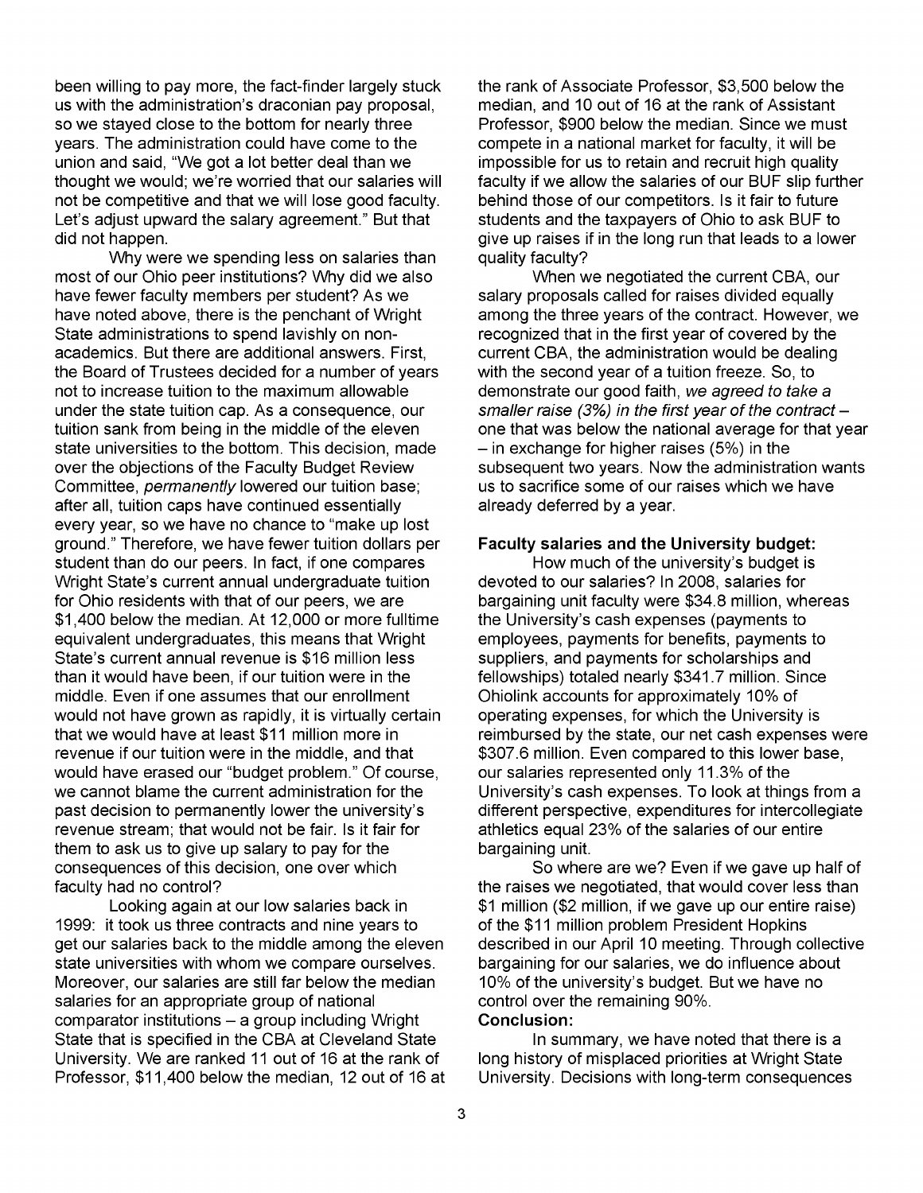been willing to pay more, the fact-finder largely stuck us with the administration's draconian pay proposal, so we stayed close to the bottom for nearly three years. The administration could have come to the union and said, "We got a lot better deal than we thought we would; we're worried that our salaries will not be competitive and that we will lose good faculty. Let's adjust upward the salary agreement." But that did not happen.

Why were we spending less on salaries than most of our Ohio peer institutions? Why did we also have fewer faculty members per student? As we have noted above, there is the penchant of Wright State administrations to spend lavishly on non-academics. But there are additional answers. First, the Board of Trustees decided for a number of years not to increase tuition to the maximum allowable under the state tuition cap. As a consequence, our tuition sank from being in the middle of the eleven state universities to the bottom. This decision, made over the objections of the Faculty Budget Review Committee, *permanently* lowered our tuition base; after all, tuition caps have continued essentially every year, so we have no chance to "make up lost ground." Therefore, we have fewer tuition dollars per student than do our peers. In fact, if one compares Wright State's current annual undergraduate tuition for Ohio residents with that of our peers, we are $1,400 below the median. At 12,000 or more fulltime equivalent undergraduates, this means that Wright State's current annual revenue is $16 million less than it would have been, if our tuition were in the middle. Even if one assumes that our enrollment would not have grown as rapidly, it is virtually certain that we would have at least $11 million more in revenue if our tuition were in the middle, and that would have erased our "budget problem." Of course, we cannot blame the current administration for the past decision to permanently lower the university's revenue stream; that would not be fair. Is it fair for them to ask us to give up salary to pay for the consequences of this decision, one over which faculty had no control?

Looking again at our low salaries back in 1999: it took us three contracts and nine years to get our salaries back to the middle among the eleven state universities with whom we compare ourselves. Moreover, our salaries are still far below the median salaries for an appropriate group of national comparator institutions – a group including Wright State that is specified in the CBA at Cleveland State University. We are ranked 11 out of 16 at the rank of Professor, $11,400 below the median, 12 out of 16 at the rank of Associate Professor, $3,500 below the median, and 10 out of 16 at the rank of Assistant Professor, $900 below the median. Since we must compete in a national market for faculty, it will be impossible for us to retain and recruit high quality faculty if we allow the salaries of our BUF slip further behind those of our competitors. Is it fair to future students and the taxpayers of Ohio to ask BUF to give up raises if in the long run that leads to a lower quality faculty?

When we negotiated the current CBA, our salary proposals called for raises divided equally among the three years of the contract. However, we recognized that in the first year of covered by the current CBA, the administration would be dealing with the second year of a tuition freeze. So, to demonstrate our good faith, *we agreed to take a smaller raise (3%) in the first year of the contract* – one that was below the national average for that year – in exchange for higher raises (5%) in the subsequent two years. Now the administration wants us to sacrifice some of our raises which we have already deferred by a year.

**Faculty salaries and the University budget:**

How much of the university's budget is devoted to our salaries? In 2008, salaries for bargaining unit faculty were $34.8 million, whereas the University's cash expenses (payments to employees, payments for benefits, payments to suppliers, and payments for scholarships and fellowships) totaled nearly $341.7 million. Since Ohiolink accounts for approximately 10% of operating expenses, for which the University is reimbursed by the state, our net cash expenses were $307.6 million. Even compared to this lower base, our salaries represented only 11.3% of the University's cash expenses. To look at things from a different perspective, expenditures for intercollegiate athletics equal 23% of the salaries of our entire bargaining unit.

So where are we? Even if we gave up half of the raises we negotiated, that would cover less than $1 million ($2 million, if we gave up our entire raise) of the $11 million problem President Hopkins described in our April 10 meeting. Through collective bargaining for our salaries, we do influence about 10% of the university's budget. But we have no control over the remaining 90%.

**Conclusion:**

In summary, we have noted that there is a long history of misplaced priorities at Wright State University. Decisions with long-term consequences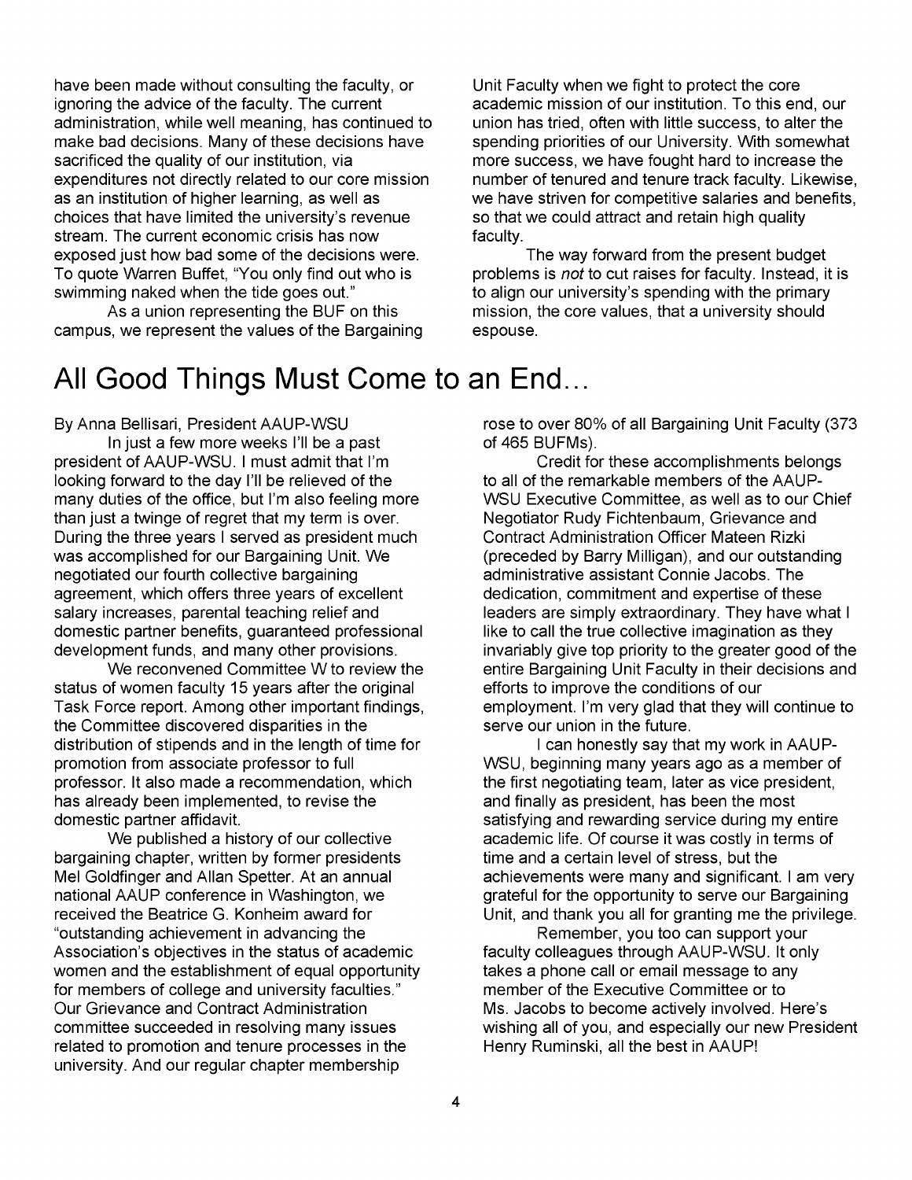have been made without consulting the faculty, or ignoring the advice of the faculty. The current administration, while well meaning, has continued to make bad decisions. Many of these decisions have sacrificed the quality of our institution, via expenditures not directly related to our core mission as an institution of higher learning, as well as choices that have limited the university's revenue stream. The current economic crisis has now exposed just how bad some of the decisions were. To quote Warren Buffet, "You only find out who is swimming naked when the tide goes out."

As a union representing the BUF on this campus, we represent the values of the Bargaining Unit Faculty when we fight to protect the core academic mission of our institution. To this end, our union has tried, often with little success, to alter the spending priorities of our University. With somewhat more success, we have fought hard to increase the number of tenured and tenure track faculty. Likewise, we have striven for competitive salaries and benefits, so that we could attract and retain high quality faculty.

The way forward from the present budget problems is *not* to cut raises for faculty. Instead, it is to align our university's spending with the primary mission, the core values, that a university should espouse.

# All Good Things Must Come to an End…

By Anna Bellisari, President AAUP-WSU

In just a few more weeks I'll be a past president of AAUP-WSU. I must admit that I'm looking forward to the day I'll be relieved of the many duties of the office, but I'm also feeling more than just a twinge of regret that my term is over. During the three years I served as president much was accomplished for our Bargaining Unit. We negotiated our fourth collective bargaining agreement, which offers three years of excellent salary increases, parental teaching relief and domestic partner benefits, guaranteed professional development funds, and many other provisions.

We reconvened Committee W to review the status of women faculty 15 years after the original Task Force report. Among other important findings, the Committee discovered disparities in the distribution of stipends and in the length of time for promotion from associate professor to full professor. It also made a recommendation, which has already been implemented, to revise the domestic partner affidavit.

We published a history of our collective bargaining chapter, written by former presidents Mel Goldfinger and Allan Spetter. At an annual national AAUP conference in Washington, we received the Beatrice G. Konheim award for "outstanding achievement in advancing the Association's objectives in the status of academic women and the establishment of equal opportunity for members of college and university faculties." Our Grievance and Contract Administration committee succeeded in resolving many issues related to promotion and tenure processes in the university. And our regular chapter membership rose to over 80% of all Bargaining Unit Faculty (373 of 465 BUFMs).

Credit for these accomplishments belongs to all of the remarkable members of the AAUP-WSU Executive Committee, as well as to our Chief Negotiator Rudy Fichtenbaum, Grievance and Contract Administration Officer Mateen Rizki (preceded by Barry Milligan), and our outstanding administrative assistant Connie Jacobs. The dedication, commitment and expertise of these leaders are simply extraordinary. They have what I like to call the true collective imagination as they invariably give top priority to the greater good of the entire Bargaining Unit Faculty in their decisions and efforts to improve the conditions of our employment. I'm very glad that they will continue to serve our union in the future.

I can honestly say that my work in AAUP-WSU, beginning many years ago as a member of the first negotiating team, later as vice president, and finally as president, has been the most satisfying and rewarding service during my entire academic life. Of course it was costly in terms of time and a certain level of stress, but the achievements were many and significant. I am very grateful for the opportunity to serve our Bargaining Unit, and thank you all for granting me the privilege.

Remember, you too can support your faculty colleagues through AAUP-WSU. It only takes a phone call or email message to any member of the Executive Committee or to Ms. Jacobs to become actively involved. Here's wishing all of you, and especially our new President Henry Ruminski, all the best in AAUP!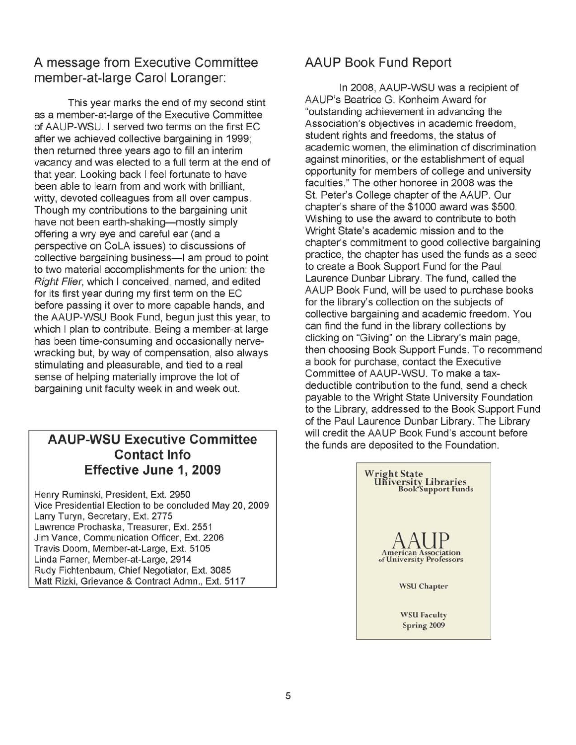## A message from Executive Committee member-at-large Carol Loranger:

This year marks the end of my second stint as a member-at-large of the Executive Committee of AAUP-WSU. I served two terms on the first EC after we achieved collective bargaining in 1999; then returned three years ago to fill an interim vacancy and was elected to a full term at the end of that year. Looking back I feel fortunate to have been able to learn from and work with brilliant, witty, devoted colleagues from all over campus. Though my contributions to the bargaining unit have not been earth-shaking—mostly simply offering a wry eye and careful ear (and a perspective on CoLA issues) to discussions of collective bargaining business—I am proud to point to two material accomplishments for the union: the *Right Flier*, which I conceived, named, and edited for its first year during my first term on the EC before passing it over to more capable hands, and the AAUP-WSU Book Fund, begun just this year, to which I plan to contribute. Being a member-at large has been time-consuming and occasionally nerve-wracking but, by way of compensation, also always stimulating and pleasurable, and tied to a real sense of helping materially improve the lot of bargaining unit faculty week in and week out.

### AAUP-WSU Executive Committee Contact Info Effective June 1, 2009

Henry Ruminski, President, Ext. 2950
Vice Presidential Election to be concluded May 20, 2009
Larry Turyn, Secretary, Ext. 2775
Lawrence Prochaska, Treasurer, Ext. 2551
Jim Vance, Communication Officer, Ext. 2206
Travis Doom, Member-at-Large, Ext. 5105
Linda Farner, Member-at-Large, 2914
Rudy Fichtenbaum, Chief Negotiator, Ext. 3085
Matt Rizki, Grievance & Contract Admn., Ext. 5117

## AAUP Book Fund Report

In 2008, AAUP-WSU was a recipient of AAUP's Beatrice G. Konheim Award for "outstanding achievement in advancing the Association's objectives in academic freedom, student rights and freedoms, the status of academic women, the elimination of discrimination against minorities, or the establishment of equal opportunity for members of college and university faculties." The other honoree in 2008 was the St. Peter's College chapter of the AAUP. Our chapter's share of the $1000 award was $500. Wishing to use the award to contribute to both Wright State's academic mission and to the chapter's commitment to good collective bargaining practice, the chapter has used the funds as a seed to create a Book Support Fund for the Paul Laurence Dunbar Library. The fund, called the AAUP Book Fund, will be used to purchase books for the library's collection on the subjects of collective bargaining and academic freedom. You can find the fund in the library collections by clicking on "Giving" on the Library's main page, then choosing Book Support Funds. To recommend a book for purchase, contact the Executive Committee of AAUP-WSU. To make a tax-deductible contribution to the fund, send a check payable to the Wright State University Foundation to the Library, addressed to the Book Support Fund of the Paul Laurence Dunbar Library. The Library will credit the AAUP Book Fund's account before the funds are deposited to the Foundation.

Wright State University Libraries
Book Support Funds

AAUP
American Association of University Professors

WSU Chapter

WSU Faculty
Spring 2009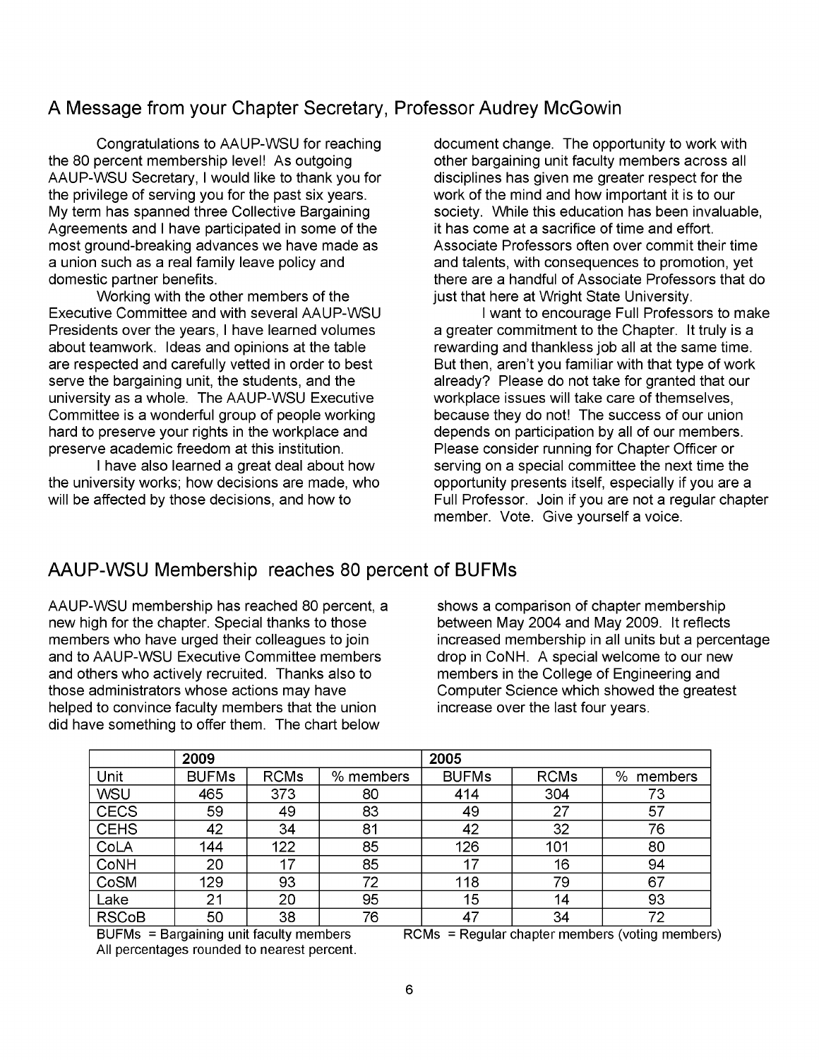## A Message from your Chapter Secretary, Professor Audrey McGowin

Congratulations to AAUP-WSU for reaching the 80 percent membership level! As outgoing AAUP-WSU Secretary, I would like to thank you for the privilege of serving you for the past six years. My term has spanned three Collective Bargaining Agreements and I have participated in some of the most ground-breaking advances we have made as a union such as a real family leave policy and domestic partner benefits.

Working with the other members of the Executive Committee and with several AAUP-WSU Presidents over the years, I have learned volumes about teamwork. Ideas and opinions at the table are respected and carefully vetted in order to best serve the bargaining unit, the students, and the university as a whole. The AAUP-WSU Executive Committee is a wonderful group of people working hard to preserve your rights in the workplace and preserve academic freedom at this institution.

I have also learned a great deal about how the university works; how decisions are made, who will be affected by those decisions, and how to document change. The opportunity to work with other bargaining unit faculty members across all disciplines has given me greater respect for the work of the mind and how important it is to our society. While this education has been invaluable, it has come at a sacrifice of time and effort. Associate Professors often over commit their time and talents, with consequences to promotion, yet there are a handful of Associate Professors that do just that here at Wright State University.

I want to encourage Full Professors to make a greater commitment to the Chapter. It truly is a rewarding and thankless job all at the same time. But then, aren't you familiar with that type of work already? Please do not take for granted that our workplace issues will take care of themselves, because they do not! The success of our union depends on participation by all of our members. Please consider running for Chapter Officer or serving on a special committee the next time the opportunity presents itself, especially if you are a Full Professor. Join if you are not a regular chapter member. Vote. Give yourself a voice.

## AAUP-WSU Membership reaches 80 percent of BUFMs

AAUP-WSU membership has reached 80 percent, a new high for the chapter. Special thanks to those members who have urged their colleagues to join and to AAUP-WSU Executive Committee members and others who actively recruited. Thanks also to those administrators whose actions may have helped to convince faculty members that the union did have something to offer them. The chart below shows a comparison of chapter membership between May 2004 and May 2009. It reflects increased membership in all units but a percentage drop in CoNH. A special welcome to our new members in the College of Engineering and Computer Science which showed the greatest increase over the last four years.

| | **2009** | | | **2005** | | |
|---|---|---|---|---|---|---|
| Unit | BUFMs | RCMs | % members | BUFMs | RCMs | % members |
| WSU | 465 | 373 | 80 | 414 | 304 | 73 |
| CECS | 59 | 49 | 83 | 49 | 27 | 57 |
| CEHS | 42 | 34 | 81 | 42 | 32 | 76 |
| CoLA | 144 | 122 | 85 | 126 | 101 | 80 |
| CoNH | 20 | 17 | 85 | 17 | 16 | 94 |
| CoSM | 129 | 93 | 72 | 118 | 79 | 67 |
| Lake | 21 | 20 | 95 | 15 | 14 | 93 |
| RSCoB | 50 | 38 | 76 | 47 | 34 | 72 |

BUFMs = Bargaining unit faculty members  RCMs = Regular chapter members (voting members)

All percentages rounded to nearest percent.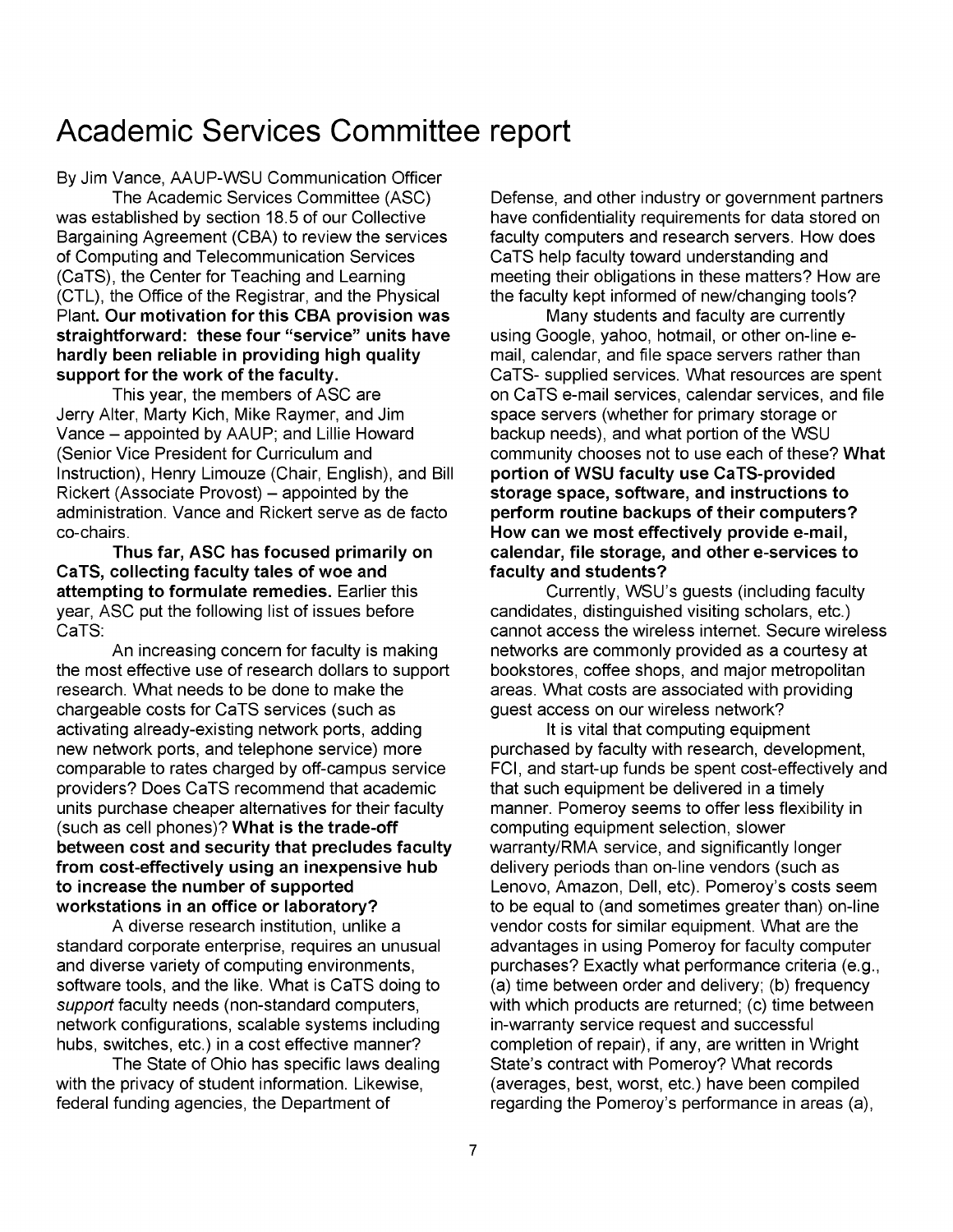# Academic Services Committee report

By Jim Vance, AAUP-WSU Communication Officer

The Academic Services Committee (ASC) was established by section 18.5 of our Collective Bargaining Agreement (CBA) to review the services of Computing and Telecommunication Services (CaTS), the Center for Teaching and Learning (CTL), the Office of the Registrar, and the Physical Plant. **Our motivation for this CBA provision was straightforward: these four "service" units have hardly been reliable in providing high quality support for the work of the faculty.**

This year, the members of ASC are Jerry Alter, Marty Kich, Mike Raymer, and Jim Vance – appointed by AAUP; and Lillie Howard (Senior Vice President for Curriculum and Instruction), Henry Limouze (Chair, English), and Bill Rickert (Associate Provost) – appointed by the administration. Vance and Rickert serve as de facto co-chairs.

**Thus far, ASC has focused primarily on CaTS, collecting faculty tales of woe and attempting to formulate remedies.** Earlier this year, ASC put the following list of issues before CaTS:

An increasing concern for faculty is making the most effective use of research dollars to support research. What needs to be done to make the chargeable costs for CaTS services (such as activating already-existing network ports, adding new network ports, and telephone service) more comparable to rates charged by off-campus service providers? Does CaTS recommend that academic units purchase cheaper alternatives for their faculty (such as cell phones)? **What is the trade-off between cost and security that precludes faculty from cost-effectively using an inexpensive hub to increase the number of supported workstations in an office or laboratory?**

A diverse research institution, unlike a standard corporate enterprise, requires an unusual and diverse variety of computing environments, software tools, and the like. What is CaTS doing to *support* faculty needs (non-standard computers, network configurations, scalable systems including hubs, switches, etc.) in a cost effective manner?

The State of Ohio has specific laws dealing with the privacy of student information. Likewise, federal funding agencies, the Department of Defense, and other industry or government partners have confidentiality requirements for data stored on faculty computers and research servers. How does CaTS help faculty toward understanding and meeting their obligations in these matters? How are the faculty kept informed of new/changing tools?

Many students and faculty are currently using Google, yahoo, hotmail, or other on-line e-mail, calendar, and file space servers rather than CaTS- supplied services. What resources are spent on CaTS e-mail services, calendar services, and file space servers (whether for primary storage or backup needs), and what portion of the WSU community chooses not to use each of these? **What portion of WSU faculty use CaTS-provided storage space, software, and instructions to perform routine backups of their computers? How can we most effectively provide e-mail, calendar, file storage, and other e-services to faculty and students?**

Currently, WSU's guests (including faculty candidates, distinguished visiting scholars, etc.) cannot access the wireless internet. Secure wireless networks are commonly provided as a courtesy at bookstores, coffee shops, and major metropolitan areas. What costs are associated with providing guest access on our wireless network?

It is vital that computing equipment purchased by faculty with research, development, FCI, and start-up funds be spent cost-effectively and that such equipment be delivered in a timely manner. Pomeroy seems to offer less flexibility in computing equipment selection, slower warranty/RMA service, and significantly longer delivery periods than on-line vendors (such as Lenovo, Amazon, Dell, etc). Pomeroy's costs seem to be equal to (and sometimes greater than) on-line vendor costs for similar equipment. What are the advantages in using Pomeroy for faculty computer purchases? Exactly what performance criteria (e.g., (a) time between order and delivery; (b) frequency with which products are returned; (c) time between in-warranty service request and successful completion of repair), if any, are written in Wright State's contract with Pomeroy? What records (averages, best, worst, etc.) have been compiled regarding the Pomeroy's performance in areas (a),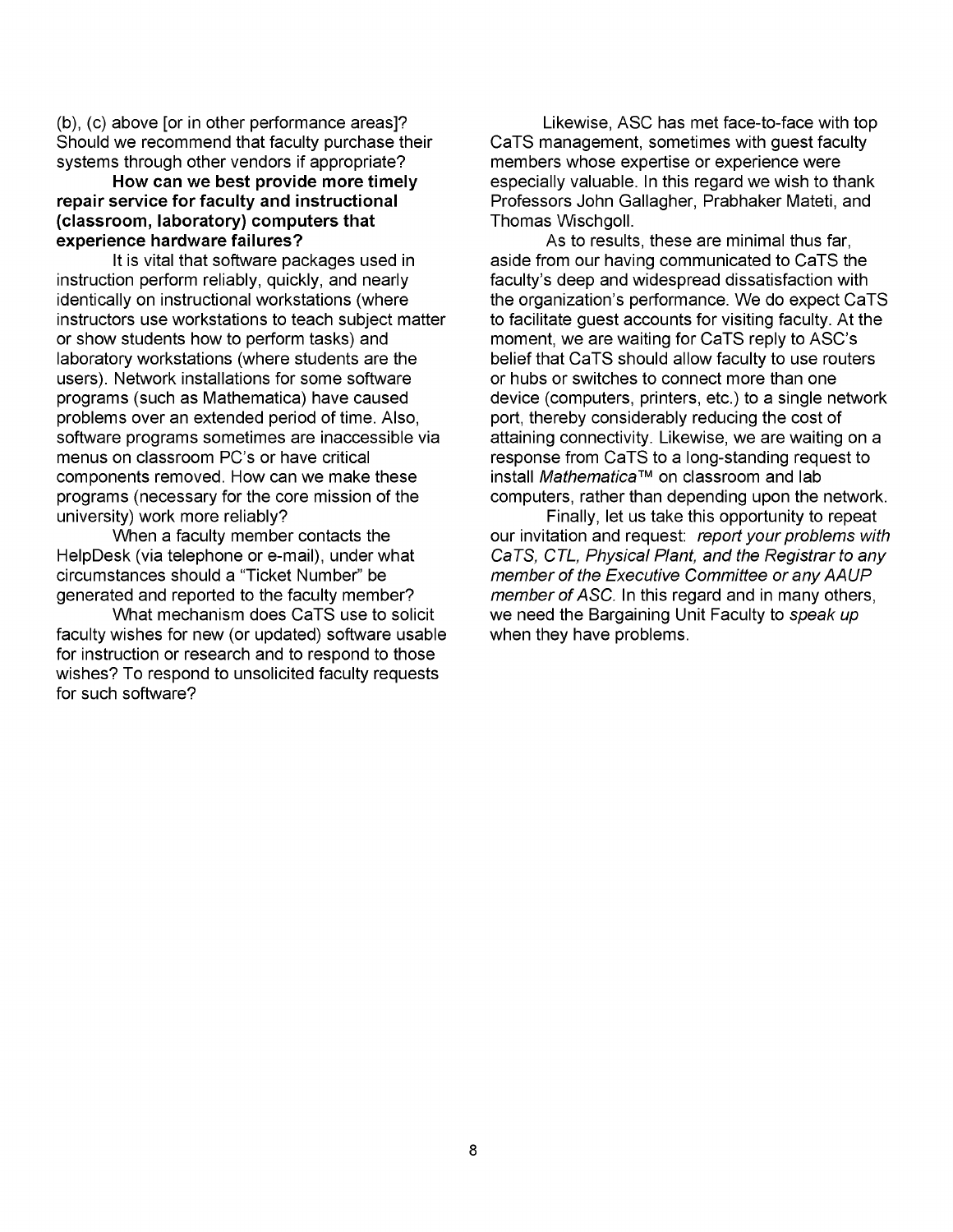(b), (c) above [or in other performance areas]? Should we recommend that faculty purchase their systems through other vendors if appropriate?

**How can we best provide more timely repair service for faculty and instructional (classroom, laboratory) computers that experience hardware failures?**

It is vital that software packages used in instruction perform reliably, quickly, and nearly identically on instructional workstations (where instructors use workstations to teach subject matter or show students how to perform tasks) and laboratory workstations (where students are the users). Network installations for some software programs (such as Mathematica) have caused problems over an extended period of time. Also, software programs sometimes are inaccessible via menus on classroom PC's or have critical components removed. How can we make these programs (necessary for the core mission of the university) work more reliably?

When a faculty member contacts the HelpDesk (via telephone or e-mail), under what circumstances should a "Ticket Number" be generated and reported to the faculty member?

What mechanism does CaTS use to solicit faculty wishes for new (or updated) software usable for instruction or research and to respond to those wishes? To respond to unsolicited faculty requests for such software?

Likewise, ASC has met face-to-face with top CaTS management, sometimes with guest faculty members whose expertise or experience were especially valuable. In this regard we wish to thank Professors John Gallagher, Prabhaker Mateti, and Thomas Wischgoll.

As to results, these are minimal thus far, aside from our having communicated to CaTS the faculty's deep and widespread dissatisfaction with the organization's performance. We do expect CaTS to facilitate guest accounts for visiting faculty. At the moment, we are waiting for CaTS reply to ASC's belief that CaTS should allow faculty to use routers or hubs or switches to connect more than one device (computers, printers, etc.) to a single network port, thereby considerably reducing the cost of attaining connectivity. Likewise, we are waiting on a response from CaTS to a long-standing request to install *Mathematica*™ on classroom and lab computers, rather than depending upon the network.

Finally, let us take this opportunity to repeat our invitation and request: *report your problems with CaTS, CTL, Physical Plant, and the Registrar to any member of the Executive Committee or any AAUP member of ASC.* In this regard and in many others, we need the Bargaining Unit Faculty to *speak up* when they have problems.